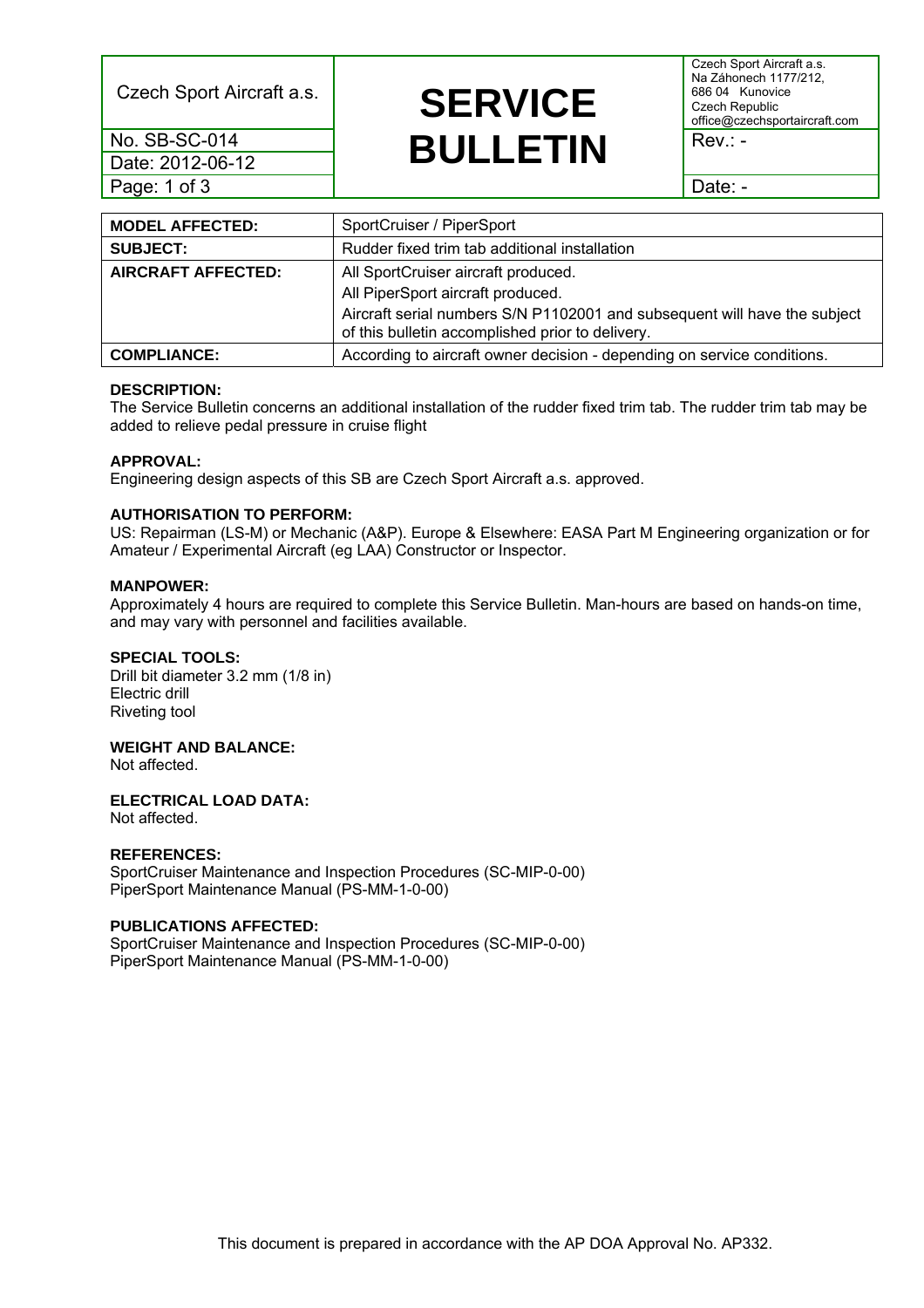| Czech Sport Aircraft a.s. | SERVICE BULLETIN | Czech Sport Aircraft a.s.<br>Na Záhonech 1177/212,<br>686 04 Kunovice<br>Czech Republic<br>office@czechsportaircraft.com |
|---|---|---|
| No. SB-SC-014 | | Rev.: - |
| Date: 2012-06-12 | | |
| Page: 1 of 3 | | Date: - |

| **MODEL AFFECTED:** | SportCruiser / PiperSport |
|---|---|
| **SUBJECT:** | Rudder fixed trim tab additional installation |
| **AIRCRAFT AFFECTED:** | All SportCruiser aircraft produced.<br>All PiperSport aircraft produced.<br>Aircraft serial numbers S/N P1102001 and subsequent will have the subject of this bulletin accomplished prior to delivery. |
| **COMPLIANCE:** | According to aircraft owner decision - depending on service conditions. |

**DESCRIPTION:**
The Service Bulletin concerns an additional installation of the rudder fixed trim tab. The rudder trim tab may be added to relieve pedal pressure in cruise flight

**APPROVAL:**
Engineering design aspects of this SB are Czech Sport Aircraft a.s. approved.

**AUTHORISATION TO PERFORM:**
US: Repairman (LS-M) or Mechanic (A&P). Europe & Elsewhere: EASA Part M Engineering organization or for Amateur / Experimental Aircraft (eg LAA) Constructor or Inspector.

**MANPOWER:**
Approximately 4 hours are required to complete this Service Bulletin. Man-hours are based on hands-on time, and may vary with personnel and facilities available.

**SPECIAL TOOLS:**
Drill bit diameter 3.2 mm (1/8 in)
Electric drill
Riveting tool

**WEIGHT AND BALANCE:**
Not affected.

**ELECTRICAL LOAD DATA:**
Not affected.

**REFERENCES:**
SportCruiser Maintenance and Inspection Procedures (SC-MIP-0-00)
PiperSport Maintenance Manual (PS-MM-1-0-00)

**PUBLICATIONS AFFECTED:**
SportCruiser Maintenance and Inspection Procedures (SC-MIP-0-00)
PiperSport Maintenance Manual (PS-MM-1-0-00)

This document is prepared in accordance with the AP DOA Approval No. AP332.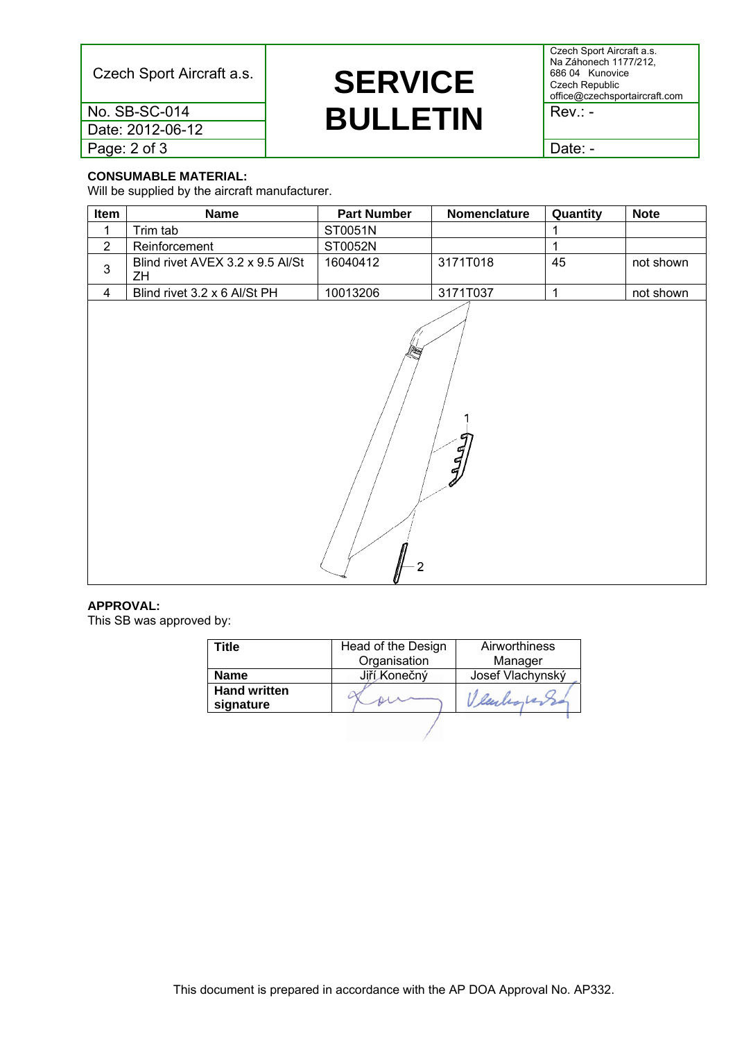**CONSUMABLE MATERIAL:**
Will be supplied by the aircraft manufacturer.

| Item | Name | Part Number | Nomenclature | Quantity | Note |
|---|---|---|---|---|---|
| 1 | Trim tab | ST0051N | | 1 | |
| 2 | Reinforcement | ST0052N | | 1 | |
| 3 | Blind rivet AVEX 3.2 x 9.5 Al/St ZH | 16040412 | 3171T018 | 45 | not shown |
| 4 | Blind rivet 3.2 x 6 Al/St PH | 10013206 | 3171T037 | 1 | not shown |

**APPROVAL:**
This SB was approved by:

| Title | Head of the Design Organisation | Airworthiness Manager |
|---|---|---|
| Name | Jiří Konečný | Josef Vlachynský |
| Hand written signature | | |

This document is prepared in accordance with the AP DOA Approval No. AP332.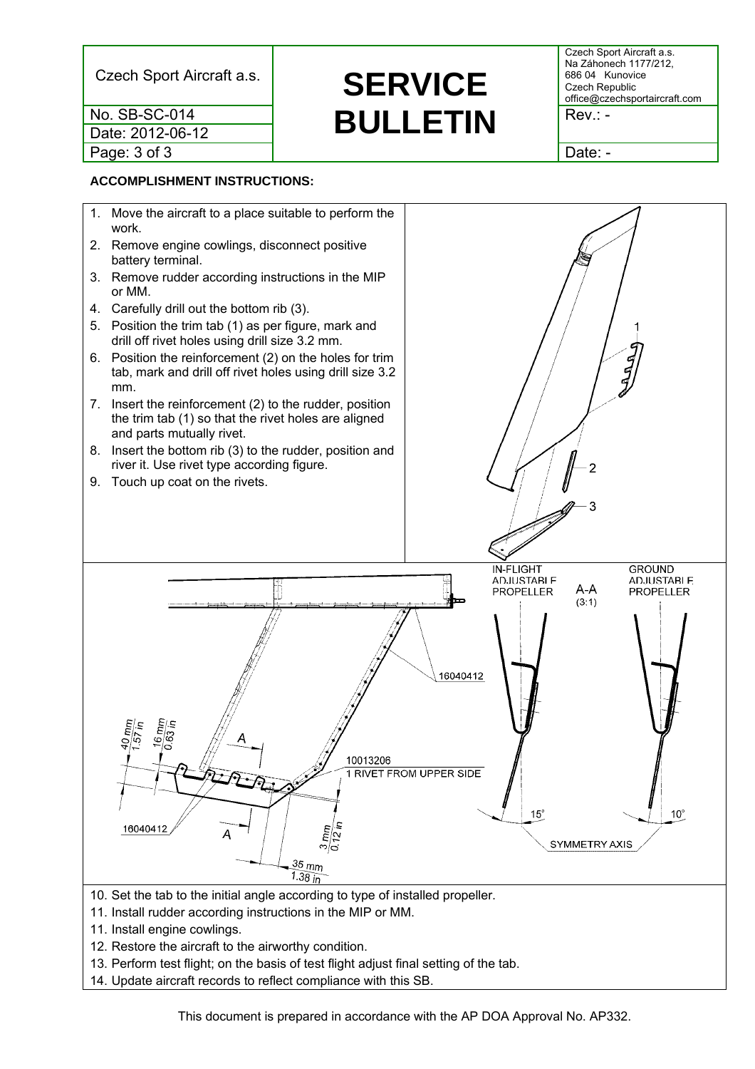**ACCOMPLISHMENT INSTRUCTIONS:**

1. Move the aircraft to a place suitable to perform the work.
2. Remove engine cowlings, disconnect positive battery terminal.
3. Remove rudder according instructions in the MIP or MM.
4. Carefully drill out the bottom rib (3).
5. Position the trim tab (1) as per figure, mark and drill off rivet holes using drill size 3.2 mm.
6. Position the reinforcement (2) on the holes for trim tab, mark and drill off rivet holes using drill size 3.2 mm.
7. Insert the reinforcement (2) to the rudder, position the trim tab (1) so that the rivet holes are aligned and parts mutually rivet.
8. Insert the bottom rib (3) to the rudder, position and river it. Use rivet type according figure.
9. Touch up coat on the rivets.

1

2

3

16040412

40 mm / 1.57 in

16 mm / 0.63 in

A

10013206
1 RIVET FROM UPPER SIDE

16040412

A

3 mm / 0.12 in

35 mm / 1.38 in

IN-FLIGHT ADJUSTABLE PROPELLER

A-A (3:1)

GROUND ADJUSTABLE PROPELLER

15°

10°

SYMMETRY AXIS

10. Set the tab to the initial angle according to type of installed propeller.
11. Install rudder according instructions in the MIP or MM.
11. Install engine cowlings.
12. Restore the aircraft to the airworthy condition.
13. Perform test flight; on the basis of test flight adjust final setting of the tab.
14. Update aircraft records to reflect compliance with this SB.

This document is prepared in accordance with the AP DOA Approval No. AP332.